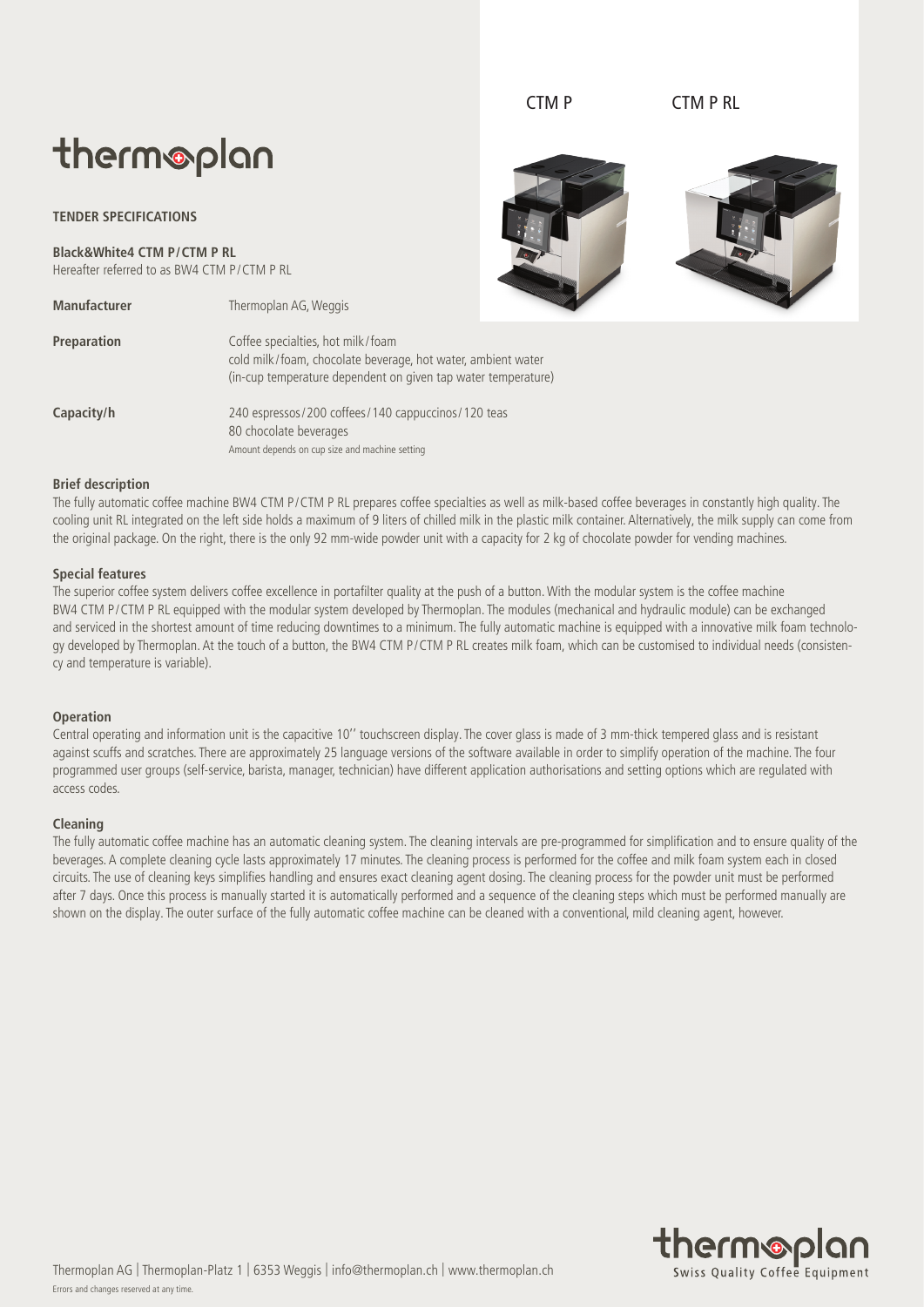thermoplan

**TENDER SPECIFICATIONS**

**Black&White4 CTM P/CTM P RL**
Hereafter referred to as BW4 CTM P/CTM P RL

CTM P CTM P RL

| | |
|---|---|
| **Manufacturer** | Thermoplan AG, Weggis |
| **Preparation** | Coffee specialties, hot milk/foam<br>cold milk/foam, chocolate beverage, hot water, ambient water<br>(in-cup temperature dependent on given tap water temperature) |
| **Capacity/h** | 240 espressos/200 coffees/140 cappuccinos/120 teas<br>80 chocolate beverages<br>Amount depends on cup size and machine setting |

**Brief description**

The fully automatic coffee machine BW4 CTM P/CTM P RL prepares coffee specialties as well as milk-based coffee beverages in constantly high quality. The cooling unit RL integrated on the left side holds a maximum of 9 liters of chilled milk in the plastic milk container. Alternatively, the milk supply can come from the original package. On the right, there is the only 92 mm-wide powder unit with a capacity for 2 kg of chocolate powder for vending machines.

**Special features**

The superior coffee system delivers coffee excellence in portafilter quality at the push of a button. With the modular system is the coffee machine BW4 CTM P/CTM P RL equipped with the modular system developed by Thermoplan. The modules (mechanical and hydraulic module) can be exchanged and serviced in the shortest amount of time reducing downtimes to a minimum. The fully automatic machine is equipped with a innovative milk foam technology developed by Thermoplan. At the touch of a button, the BW4 CTM P/CTM P RL creates milk foam, which can be customised to individual needs (consistency and temperature is variable).

**Operation**

Central operating and information unit is the capacitive 10'' touchscreen display. The cover glass is made of 3 mm-thick tempered glass and is resistant against scuffs and scratches. There are approximately 25 language versions of the software available in order to simplify operation of the machine. The four programmed user groups (self-service, barista, manager, technician) have different application authorisations and setting options which are regulated with access codes.

**Cleaning**

The fully automatic coffee machine has an automatic cleaning system. The cleaning intervals are pre-programmed for simplification and to ensure quality of the beverages. A complete cleaning cycle lasts approximately 17 minutes. The cleaning process is performed for the coffee and milk foam system each in closed circuits. The use of cleaning keys simplifies handling and ensures exact cleaning agent dosing. The cleaning process for the powder unit must be performed after 7 days. Once this process is manually started it is automatically performed and a sequence of the cleaning steps which must be performed manually are shown on the display. The outer surface of the fully automatic coffee machine can be cleaned with a conventional, mild cleaning agent, however.

Thermoplan AG | Thermoplan-Platz 1 | 6353 Weggis | info@thermoplan.ch | www.thermoplan.ch
Errors and changes reserved at any time.

thermoplan
Swiss Quality Coffee Equipment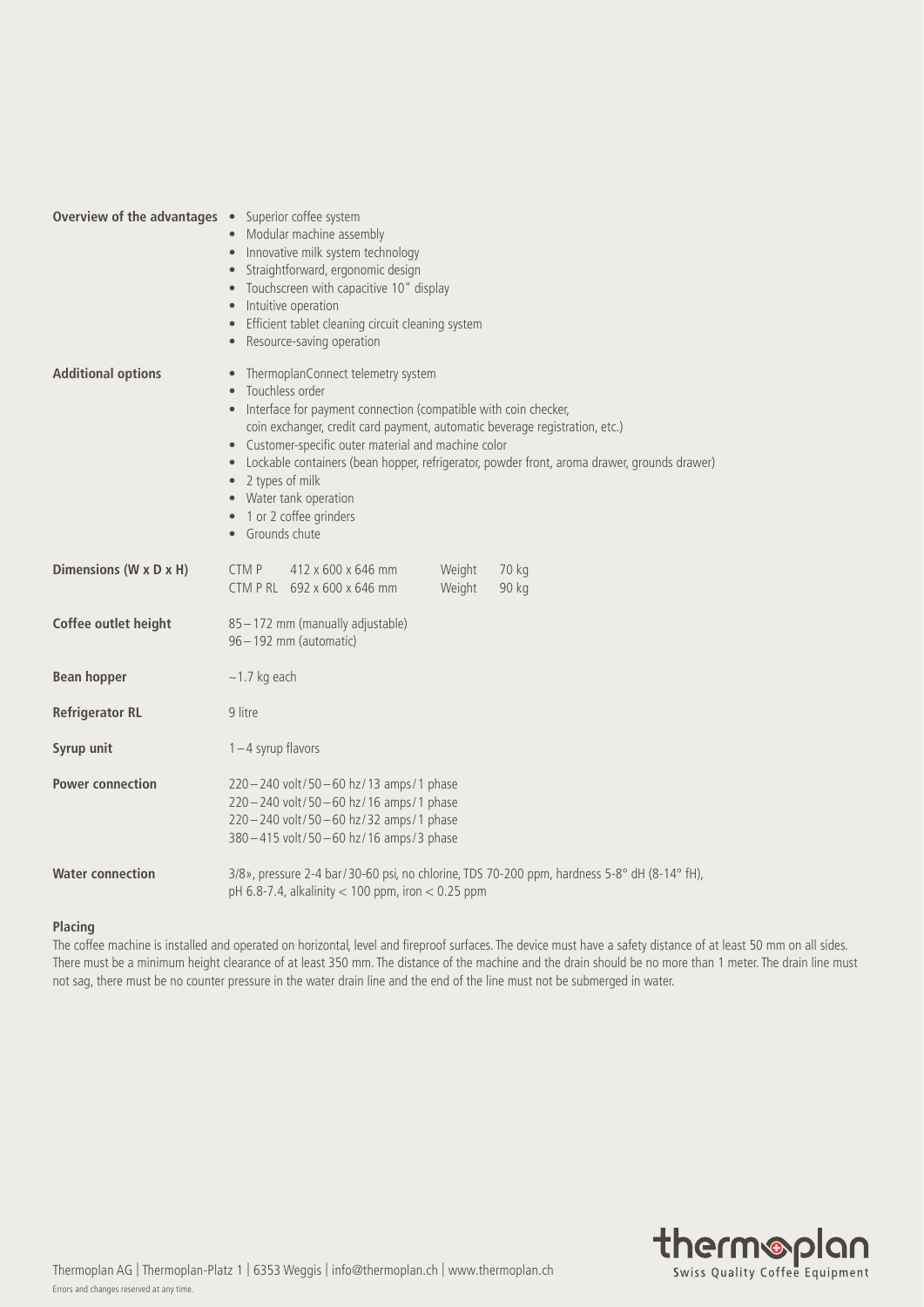| | |
|---|---|
| **Overview of the advantages** | • Superior coffee system<br>• Modular machine assembly<br>• Innovative milk system technology<br>• Straightforward, ergonomic design<br>• Touchscreen with capacitive 10" display<br>• Intuitive operation<br>• Efficient tablet cleaning circuit cleaning system<br>• Resource-saving operation |
| **Additional options** | • ThermoplanConnect telemetry system<br>• Touchless order<br>• Interface for payment connection (compatible with coin checker, coin exchanger, credit card payment, automatic beverage registration, etc.)<br>• Customer-specific outer material and machine color<br>• Lockable containers (bean hopper, refrigerator, powder front, aroma drawer, grounds drawer)<br>• 2 types of milk<br>• Water tank operation<br>• 1 or 2 coffee grinders<br>• Grounds chute |
| **Dimensions (W x D x H)** | CTM P 412 x 600 x 646 mm Weight 70 kg<br>CTM P RL 692 x 600 x 646 mm Weight 90 kg |
| **Coffee outlet height** | 85 – 172 mm (manually adjustable)<br>96 – 192 mm (automatic) |
| **Bean hopper** | ~1.7 kg each |
| **Refrigerator RL** | 9 litre |
| **Syrup unit** | 1 – 4 syrup flavors |
| **Power connection** | 220 – 240 volt / 50 – 60 hz / 13 amps / 1 phase<br>220 – 240 volt / 50 – 60 hz / 16 amps / 1 phase<br>220 – 240 volt / 50 – 60 hz / 32 amps / 1 phase<br>380 – 415 volt / 50 – 60 hz / 16 amps / 3 phase |
| **Water connection** | 3/8», pressure 2-4 bar / 30-60 psi, no chlorine, TDS 70-200 ppm, hardness 5-8° dH (8-14° fH), pH 6.8-7.4, alkalinity < 100 ppm, iron < 0.25 ppm |

**Placing**

The coffee machine is installed and operated on horizontal, level and fireproof surfaces. The device must have a safety distance of at least 50 mm on all sides. There must be a minimum height clearance of at least 350 mm. The distance of the machine and the drain should be no more than 1 meter. The drain line must not sag, there must be no counter pressure in the water drain line and the end of the line must not be submerged in water.

Thermoplan AG | Thermoplan-Platz 1 | 6353 Weggis | info@thermoplan.ch | www.thermoplan.ch

Errors and changes reserved at any time.

thermoplan Swiss Quality Coffee Equipment